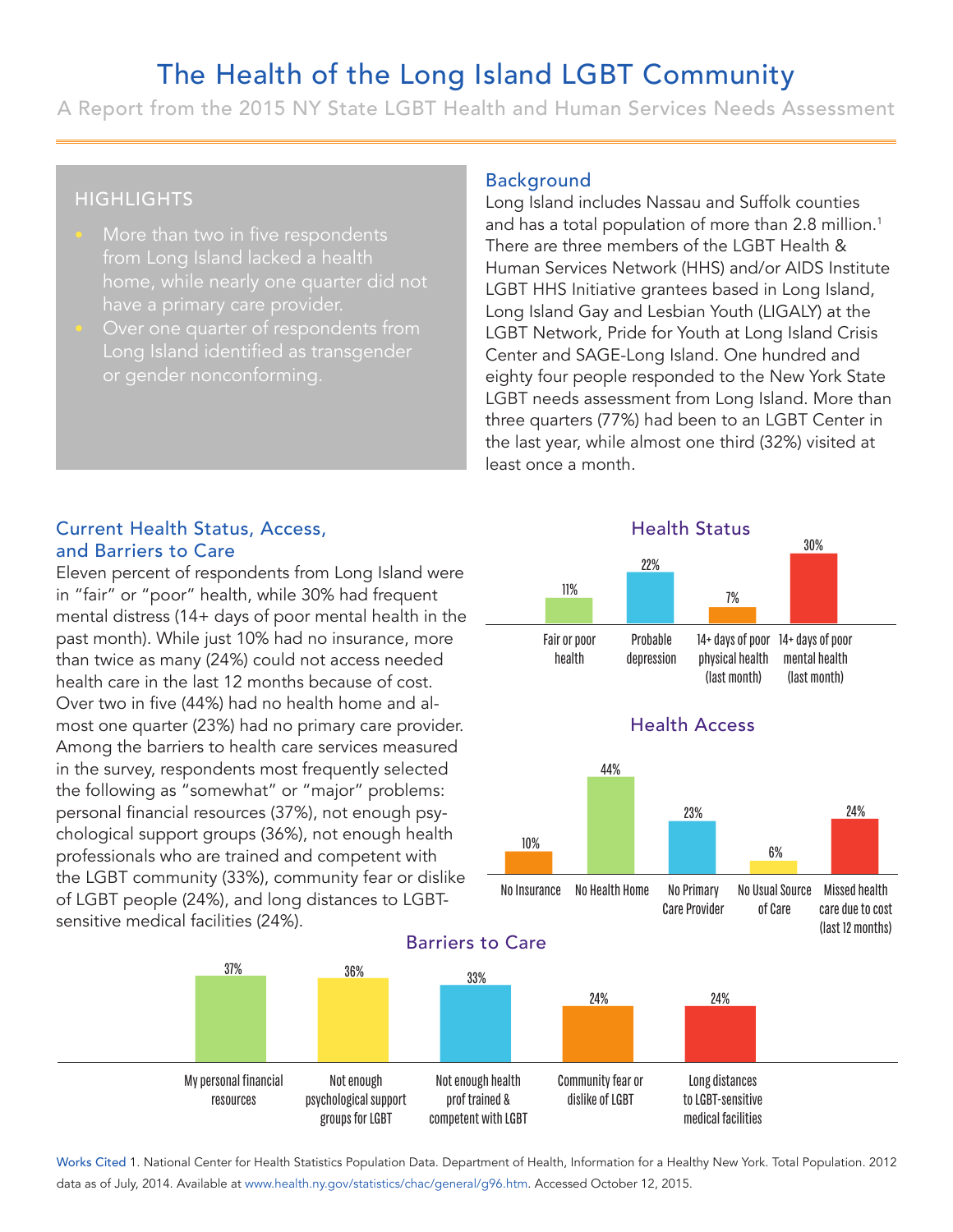# The Health of the Long Island LGBT Community

A Report from the 2015 NY State LGBT Health and Human Services Needs Assessment

## HIGHLIGHTS

- More than two in five respondents from Long Island lacked a health home, while nearly one quarter did not have a primary care provider.
- Over one quarter of respondents from Long Island identified as transgender or gender nonconforming.

## Background

Long Island includes Nassau and Suffolk counties and has a total population of more than 2.8 million.[1] There are three members of the LGBT Health & Human Services Network (HHS) and/or AIDS Institute LGBT HHS Initiative grantees based in Long Island, Long Island Gay and Lesbian Youth (LIGALY) at the LGBT Network, Pride for Youth at Long Island Crisis Center and SAGE-Long Island. One hundred and eighty four people responded to the New York State LGBT needs assessment from Long Island. More than three quarters (77%) had been to an LGBT Center in the last year, while almost one third (32%) visited at least once a month.

## Current Health Status, Access, and Barriers to Care

Eleven percent of respondents from Long Island were in "fair" or "poor" health, while 30% had frequent mental distress (14+ days of poor mental health in the past month). While just 10% had no insurance, more than twice as many (24%) could not access needed health care in the last 12 months because of cost. Over two in five (44%) had no health home and almost one quarter (23%) had no primary care provider. Among the barriers to health care services measured in the survey, respondents most frequently selected the following as "somewhat" or "major" problems: personal financial resources (37%), not enough psychological support groups (36%), not enough health professionals who are trained and competent with the LGBT community (33%), community fear or dislike of LGBT people (24%), and long distances to LGBT-sensitive medical facilities (24%).

### Health Status

| Fair or poor health | Probable depression | 14+ days of poor physical health (last month) | 14+ days of poor mental health (last month) |
|---|---|---|---|
| 11% | 22% | 7% | 30% |

### Health Access

| No Insurance | No Health Home | No Primary Care Provider | No Usual Source of Care | Missed health care due to cost (last 12 months) |
|---|---|---|---|---|
| 10% | 44% | 23% | 6% | 24% |

### Barriers to Care

| My personal financial resources | Not enough psychological support groups for LGBT | Not enough health prof trained & competent with LGBT | Community fear or dislike of LGBT | Long distances to LGBT-sensitive medical facilities |
|---|---|---|---|---|
| 37% | 36% | 33% | 24% | 24% |

Works Cited 1. National Center for Health Statistics Population Data. Department of Health, Information for a Healthy New York. Total Population. 2012 data as of July, 2014. Available at www.health.ny.gov/statistics/chac/general/g96.htm. Accessed October 12, 2015.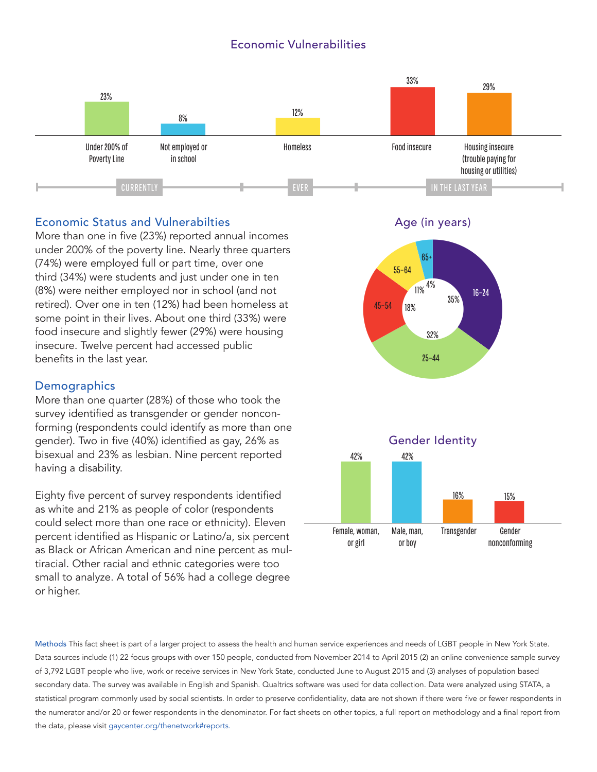## Economic Vulnerabilities

23%
Under 200% of Poverty Line

8%
Not employed or in school

12%
Homeless

33%
Food insecure

29%
Housing insecure (trouble paying for housing or utilities)

CURRENTLY
EVER
IN THE LAST YEAR

### Economic Status and Vulnerabilties

More than one in five (23%) reported annual incomes under 200% of the poverty line. Nearly three quarters (74%) were employed full or part time, over one third (34%) were students and just under one in ten (8%) were neither employed nor in school (and not retired). Over one in ten (12%) had been homeless at some point in their lives. About one third (33%) were food insecure and slightly fewer (29%) were housing insecure. Twelve percent had accessed public benefits in the last year.

### Age (in years)

16-24
35%
25-44
32%
45-54
18%
55-64
11%
65+
4%

### Demographics

More than one quarter (28%) of those who took the survey identified as transgender or gender nonconforming (respondents could identify as more than one gender). Two in five (40%) identified as gay, 26% as bisexual and 23% as lesbian. Nine percent reported having a disability.

Eighty five percent of survey respondents identified as white and 21% as people of color (respondents could select more than one race or ethnicity). Eleven percent identified as Hispanic or Latino/a, six percent as Black or African American and nine percent as multiracial. Other racial and ethnic categories were too small to analyze. A total of 56% had a college degree or higher.

### Gender Identity

42%
Female, woman, or girl

42%
Male, man, or boy

16%
Transgender

15%
Gender nonconforming

Methods This fact sheet is part of a larger project to assess the health and human service experiences and needs of LGBT people in New York State. Data sources include (1) 22 focus groups with over 150 people, conducted from November 2014 to April 2015 (2) an online convenience sample survey of 3,792 LGBT people who live, work or receive services in New York State, conducted June to August 2015 and (3) analyses of population based secondary data. The survey was available in English and Spanish. Qualtrics software was used for data collection. Data were analyzed using STATA, a statistical program commonly used by social scientists. In order to preserve confidentiality, data are not shown if there were five or fewer respondents in the numerator and/or 20 or fewer respondents in the denominator. For fact sheets on other topics, a full report on methodology and a final report from the data, please visit gaycenter.org/thenetwork#reports.